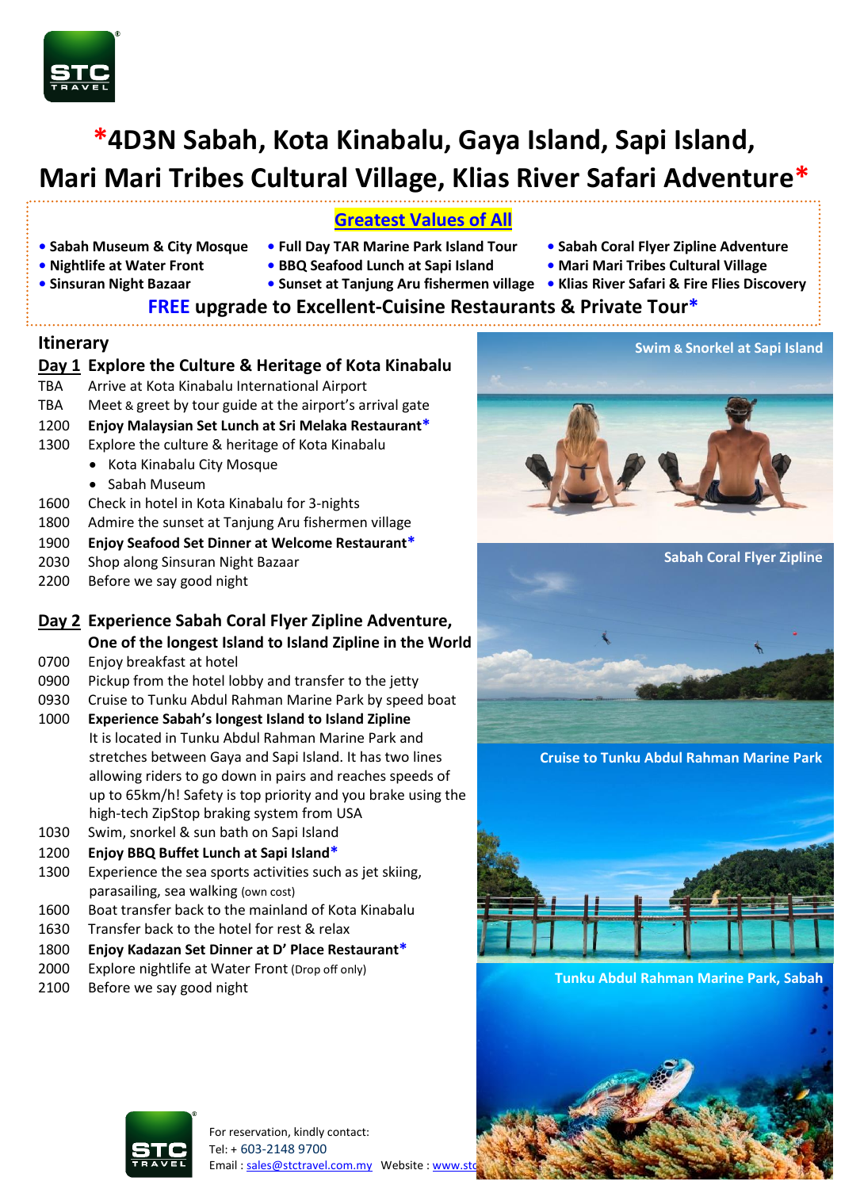# *4D3N Sabah, Kota Kinabalu, Gaya Island, Sapi Island, Mari Mari Tribes Cultural Village, Klias River Safari Adventure*

## Greatest Values of All

- Sabah Museum & City Mosque
- Nightlife at Water Front
- Sinsuran Night Bazaar
- Full Day TAR Marine Park Island Tour
- BBQ Seafood Lunch at Sapi Island
- Sunset at Tanjung Aru fishermen village
- Sabah Coral Flyer Zipline Adventure
- Mari Mari Tribes Cultural Village
- Klias River Safari & Fire Flies Discovery

**FREE upgrade to Excellent-Cuisine Restaurants & Private Tour***

## Itinerary

### Day 1 Explore the Culture & Heritage of Kota Kinabalu

TBA Arrive at Kota Kinabalu International Airport
TBA Meet & greet by tour guide at the airport's arrival gate
1200 **Enjoy Malaysian Set Lunch at Sri Melaka Restaurant***
1300 Explore the culture & heritage of Kota Kinabalu
- Kota Kinabalu City Mosque
- Sabah Museum

1600 Check in hotel in Kota Kinabalu for 3-nights
1800 Admire the sunset at Tanjung Aru fishermen village
1900 **Enjoy Seafood Set Dinner at Welcome Restaurant***
2030 Shop along Sinsuran Night Bazaar
2200 Before we say good night

### Day 2 Experience Sabah Coral Flyer Zipline Adventure, One of the longest Island to Island Zipline in the World

0700 Enjoy breakfast at hotel
0900 Pickup from the hotel lobby and transfer to the jetty
0930 Cruise to Tunku Abdul Rahman Marine Park by speed boat
1000 **Experience Sabah's longest Island to Island Zipline**
It is located in Tunku Abdul Rahman Marine Park and stretches between Gaya and Sapi Island. It has two lines allowing riders to go down in pairs and reaches speeds of up to 65km/h! Safety is top priority and you brake using the high-tech ZipStop braking system from USA
1030 Swim, snorkel & sun bath on Sapi Island
1200 **Enjoy BBQ Buffet Lunch at Sapi Island***
1300 Experience the sea sports activities such as jet skiing, parasailing, sea walking (own cost)
1600 Boat transfer back to the mainland of Kota Kinabalu
1630 Transfer back to the hotel for rest & relax
1800 **Enjoy Kadazan Set Dinner at D' Place Restaurant***
2000 Explore nightlife at Water Front (Drop off only)
2100 Before we say good night

Swim & Snorkel at Sapi Island

Sabah Coral Flyer Zipline

Cruise to Tunku Abdul Rahman Marine Park

Tunku Abdul Rahman Marine Park, Sabah

For reservation, kindly contact:
Tel: + 603-2148 9700
Email : sales@stctravel.com.my Website : www.stc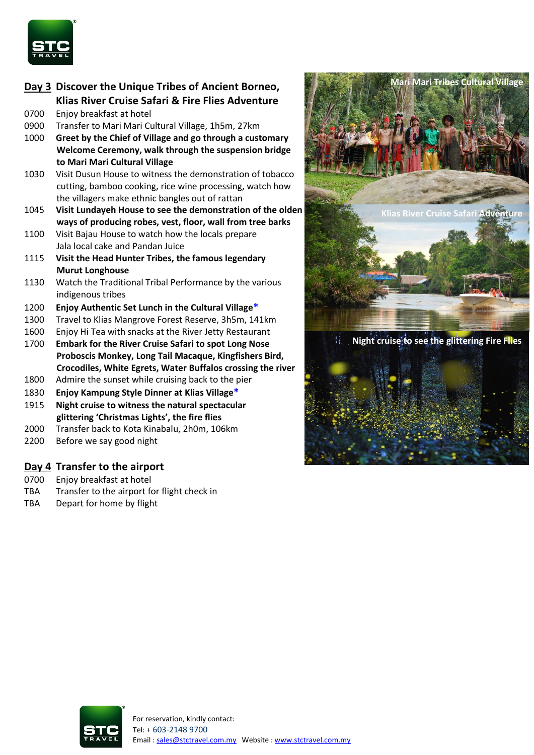## Day 3 Discover the Unique Tribes of Ancient Borneo, Klias River Cruise Safari & Fire Flies Adventure

0700 Enjoy breakfast at hotel

0900 Transfer to Mari Mari Cultural Village, 1h5m, 27km

1000 **Greet by the Chief of Village and go through a customary Welcome Ceremony, walk through the suspension bridge to Mari Mari Cultural Village**

1030 Visit Dusun House to witness the demonstration of tobacco cutting, bamboo cooking, rice wine processing, watch how the villagers make ethnic bangles out of rattan

1045 **Visit Lundayeh House to see the demonstration of the olden ways of producing robes, vest, floor, wall from tree barks**

1100 Visit Bajau House to watch how the locals prepare Jala local cake and Pandan Juice

1115 **Visit the Head Hunter Tribes, the famous legendary Murut Longhouse**

1130 Watch the Traditional Tribal Performance by the various indigenous tribes

1200 **Enjoy Authentic Set Lunch in the Cultural Village***

1300 Travel to Klias Mangrove Forest Reserve, 3h5m, 141km

1600 Enjoy Hi Tea with snacks at the River Jetty Restaurant

1700 **Embark for the River Cruise Safari to spot Long Nose Proboscis Monkey, Long Tail Macaque, Kingfishers Bird, Crocodiles, White Egrets, Water Buffalos crossing the river**

1800 Admire the sunset while cruising back to the pier

1830 **Enjoy Kampung Style Dinner at Klias Village***

1915 **Night cruise to witness the natural spectacular glittering 'Christmas Lights', the fire flies**

2000 Transfer back to Kota Kinabalu, 2h0m, 106km

2200 Before we say good night

Mari Mari Tribes Cultural Village

Klias River Cruise Safari Adventure

Night cruise to see the glittering Fire Flies

## Day 4 Transfer to the airport

0700 Enjoy breakfast at hotel

TBA Transfer to the airport for flight check in

TBA Depart for home by flight

For reservation, kindly contact:
Tel: + 603-2148 9700
Email : sales@stctravel.com.my Website : www.stctravel.com.my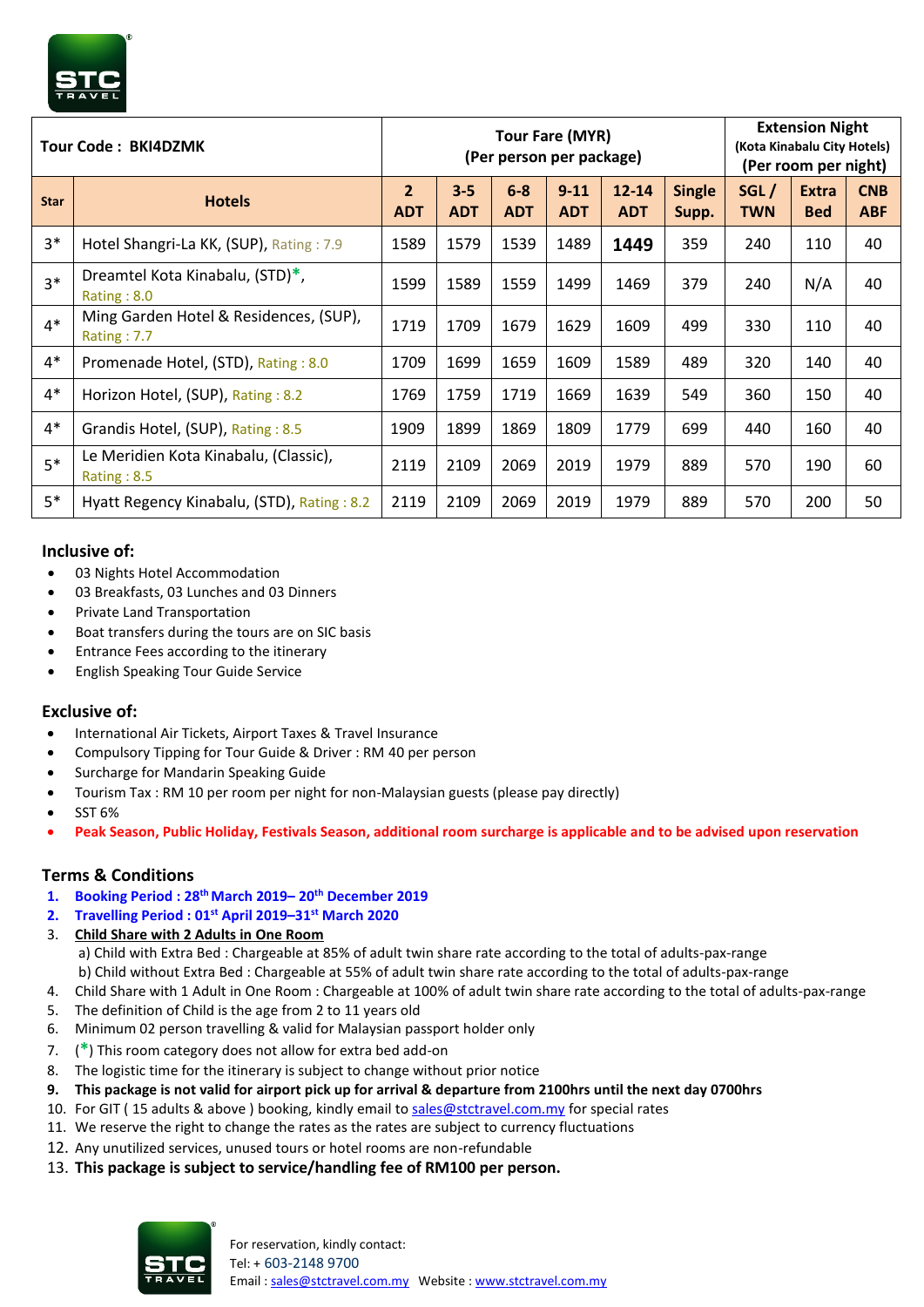| Tour Code : BKI4DZMK | | Tour Fare (MYR) (Per person per package) | | | | | | Extension Night (Kota Kinabalu City Hotels) (Per room per night) | | |
|---|---|---|---|---|---|---|---|---|---|---|
| Star | Hotels | 2 ADT | 3-5 ADT | 6-8 ADT | 9-11 ADT | 12-14 ADT | Single Supp. | SGL / TWN | Extra Bed | CNB ABF |
| 3* | Hotel Shangri-La KK, (SUP), Rating : 7.9 | 1589 | 1579 | 1539 | 1489 | **1449** | 359 | 240 | 110 | 40 |
| 3* | Dreamtel Kota Kinabalu, (STD)*, Rating : 8.0 | 1599 | 1589 | 1559 | 1499 | 1469 | 379 | 240 | N/A | 40 |
| 4* | Ming Garden Hotel & Residences, (SUP), Rating : 7.7 | 1719 | 1709 | 1679 | 1629 | 1609 | 499 | 330 | 110 | 40 |
| 4* | Promenade Hotel, (STD), Rating : 8.0 | 1709 | 1699 | 1659 | 1609 | 1589 | 489 | 320 | 140 | 40 |
| 4* | Horizon Hotel, (SUP), Rating : 8.2 | 1769 | 1759 | 1719 | 1669 | 1639 | 549 | 360 | 150 | 40 |
| 4* | Grandis Hotel, (SUP), Rating : 8.5 | 1909 | 1899 | 1869 | 1809 | 1779 | 699 | 440 | 160 | 40 |
| 5* | Le Meridien Kota Kinabalu, (Classic), Rating : 8.5 | 2119 | 2109 | 2069 | 2019 | 1979 | 889 | 570 | 190 | 60 |
| 5* | Hyatt Regency Kinabalu, (STD), Rating : 8.2 | 2119 | 2109 | 2069 | 2019 | 1979 | 889 | 570 | 200 | 50 |

## Inclusive of:

- 03 Nights Hotel Accommodation
- 03 Breakfasts, 03 Lunches and 03 Dinners
- Private Land Transportation
- Boat transfers during the tours are on SIC basis
- Entrance Fees according to the itinerary
- English Speaking Tour Guide Service

## Exclusive of:

- International Air Tickets, Airport Taxes & Travel Insurance
- Compulsory Tipping for Tour Guide & Driver : RM 40 per person
- Surcharge for Mandarin Speaking Guide
- Tourism Tax : RM 10 per room per night for non-Malaysian guests (please pay directly)
- SST 6%
- **Peak Season, Public Holiday, Festivals Season, additional room surcharge is applicable and to be advised upon reservation**

## Terms & Conditions

1. **Booking Period : 28th March 2019– 20th December 2019**
2. **Travelling Period : 01st April 2019–31st March 2020**
3. **Child Share with 2 Adults in One Room**
   a) Child with Extra Bed : Chargeable at 85% of adult twin share rate according to the total of adults-pax-range
   b) Child without Extra Bed : Chargeable at 55% of adult twin share rate according to the total of adults-pax-range
4. Child Share with 1 Adult in One Room : Chargeable at 100% of adult twin share rate according to the total of adults-pax-range
5. The definition of Child is the age from 2 to 11 years old
6. Minimum 02 person travelling & valid for Malaysian passport holder only
7. (*) This room category does not allow for extra bed add-on
8. The logistic time for the itinerary is subject to change without prior notice
9. **This package is not valid for airport pick up for arrival & departure from 2100hrs until the next day 0700hrs**
10. For GIT ( 15 adults & above ) booking, kindly email to sales@stctravel.com.my for special rates
11. We reserve the right to change the rates as the rates are subject to currency fluctuations
12. Any unutilized services, unused tours or hotel rooms are non-refundable
13. **This package is subject to service/handling fee of RM100 per person.**

For reservation, kindly contact:
Tel: + 603-2148 9700
Email : sales@stctravel.com.my Website : www.stctravel.com.my